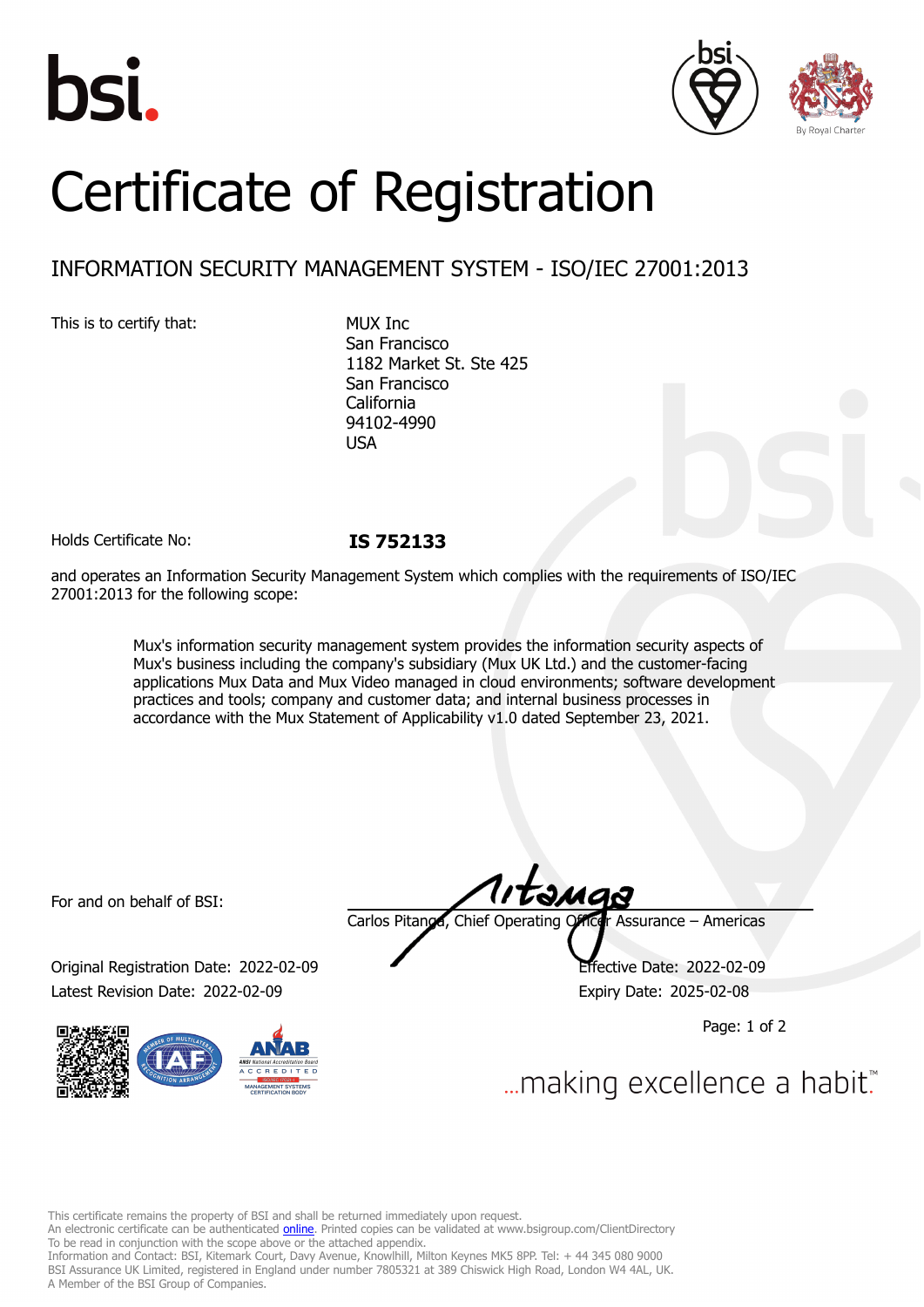# Certificate of Registration

## INFORMATION SECURITY MANAGEMENT SYSTEM - ISO/IEC 27001:2013

This is to certify that:

MUX Inc
San Francisco
1182 Market St. Ste 425
San Francisco
California
94102-4990
USA

Holds Certificate No: **IS 752133**

and operates an Information Security Management System which complies with the requirements of ISO/IEC 27001:2013 for the following scope:

> Mux's information security management system provides the information security aspects of Mux's business including the company's subsidiary (Mux UK Ltd.) and the customer-facing applications Mux Data and Mux Video managed in cloud environments; software development practices and tools; company and customer data; and internal business processes in accordance with the Mux Statement of Applicability v1.0 dated September 23, 2021.

For and on behalf of BSI:

Carlos Pitanga, Chief Operating Officer Assurance – Americas

Original Registration Date: 2022-02-09
Latest Revision Date: 2022-02-09

Effective Date: 2022-02-09
Expiry Date: 2025-02-08

...making excellence a habit.™

This certificate remains the property of BSI and shall be returned immediately upon request.
An electronic certificate can be authenticated online. Printed copies can be validated at www.bsigroup.com/ClientDirectory
To be read in conjunction with the scope above or the attached appendix.
Information and Contact: BSI, Kitemark Court, Davy Avenue, Knowlhill, Milton Keynes MK5 8PP. Tel: + 44 345 080 9000
BSI Assurance UK Limited, registered in England under number 7805321 at 389 Chiswick High Road, London W4 4AL, UK.
A Member of the BSI Group of Companies.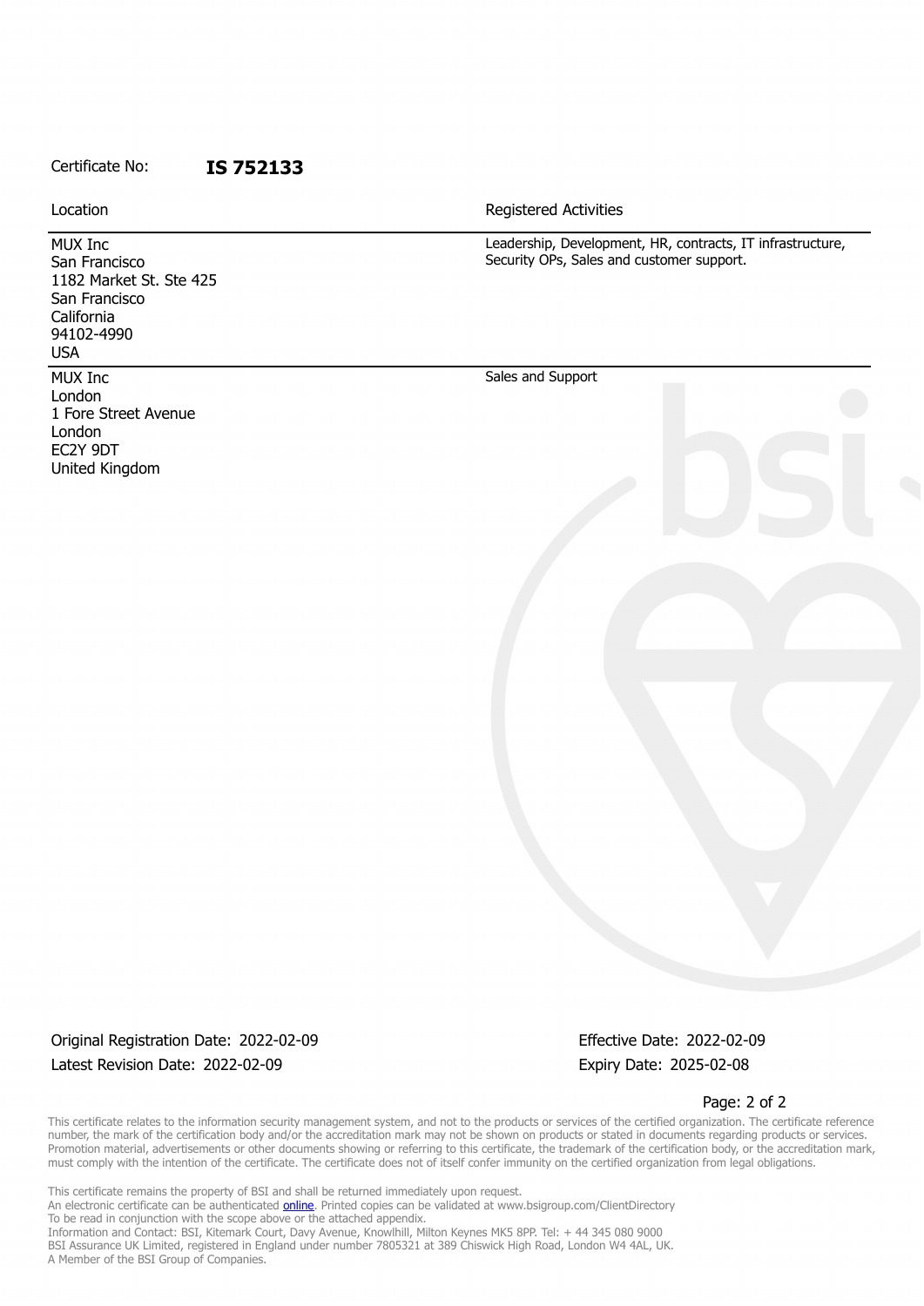Certificate No: **IS 752133**

| Location | Registered Activities |
| --- | --- |
| MUX Inc<br>San Francisco<br>1182 Market St. Ste 425<br>San Francisco<br>California<br>94102-4990<br>USA | Leadership, Development, HR, contracts, IT infrastructure, Security OPs, Sales and customer support. |
| MUX Inc<br>London<br>1 Fore Street Avenue<br>London<br>EC2Y 9DT<br>United Kingdom | Sales and Support |

Original Registration Date: 2022-02-09

Latest Revision Date: 2022-02-09

Effective Date: 2022-02-09

Expiry Date: 2025-02-08

This certificate relates to the information security management system, and not to the products or services of the certified organization. The certificate reference number, the mark of the certification body and/or the accreditation mark may not be shown on products or stated in documents regarding products or services. Promotion material, advertisements or other documents showing or referring to this certificate, the trademark of the certification body, or the accreditation mark, must comply with the intention of the certificate. The certificate does not of itself confer immunity on the certified organization from legal obligations.

This certificate remains the property of BSI and shall be returned immediately upon request.
An electronic certificate can be authenticated online. Printed copies can be validated at www.bsigroup.com/ClientDirectory
To be read in conjunction with the scope above or the attached appendix.
Information and Contact: BSI, Kitemark Court, Davy Avenue, Knowlhill, Milton Keynes MK5 8PP. Tel: + 44 345 080 9000
BSI Assurance UK Limited, registered in England under number 7805321 at 389 Chiswick High Road, London W4 4AL, UK.
A Member of the BSI Group of Companies.